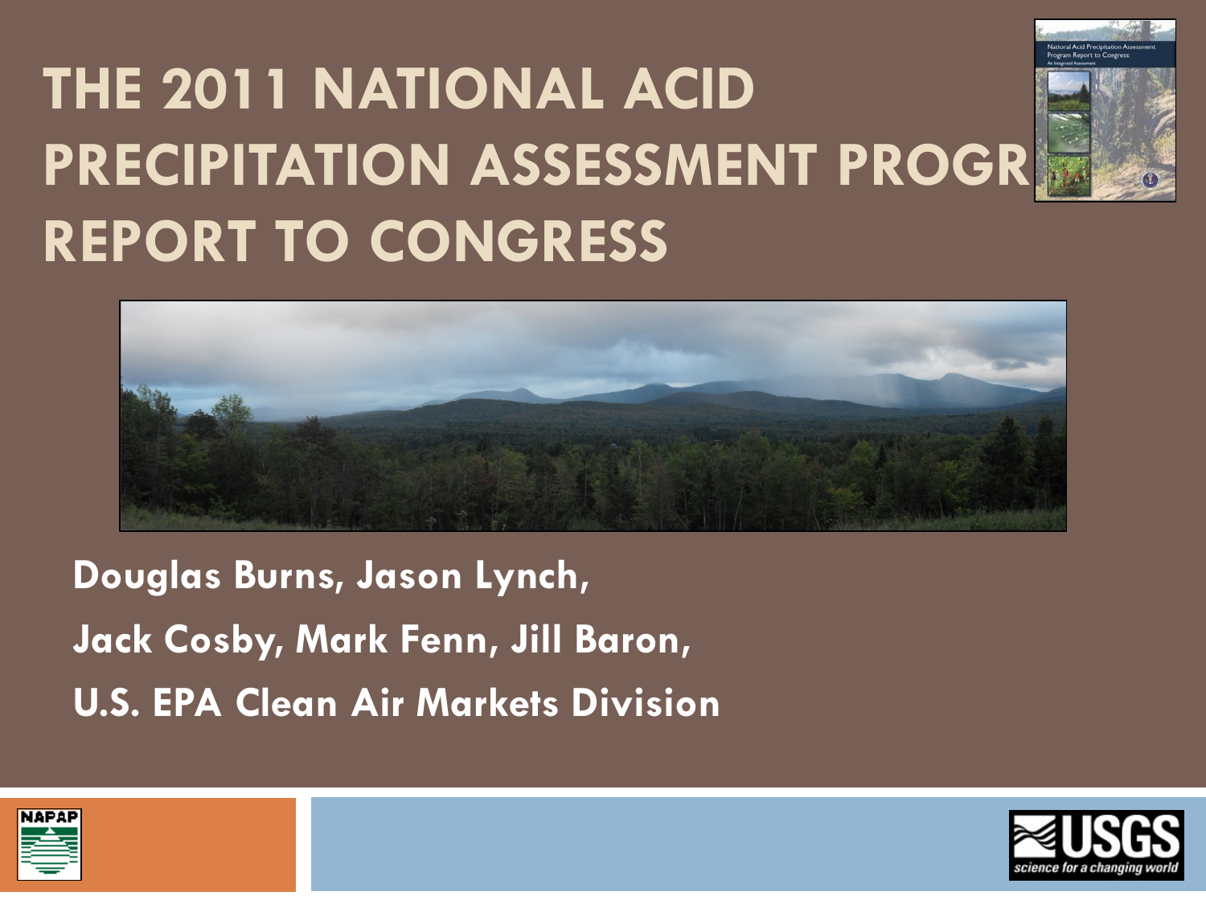# THE 2011 NATIONAL ACID PRECIPITATION ASSESSMENT PROGR REPORT TO CONGRESS

**Douglas Burns, Jason Lynch,**

**Jack Cosby, Mark Fenn, Jill Baron,**

**U.S. EPA Clean Air Markets Division**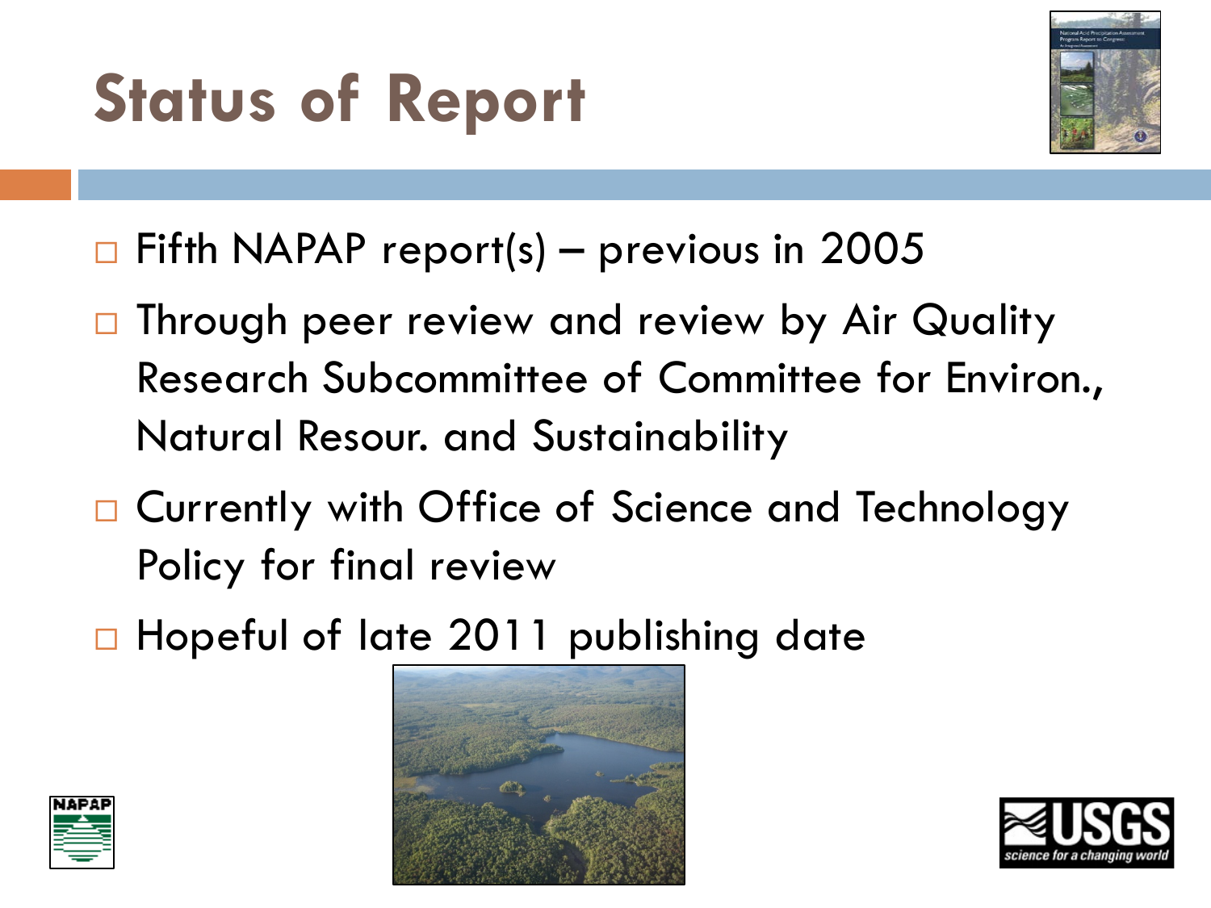# Status of Report

- Fifth NAPAP report(s) – previous in 2005
- Through peer review and review by Air Quality Research Subcommittee of Committee for Environ., Natural Resour. and Sustainability
- Currently with Office of Science and Technology Policy for final review
- Hopeful of late 2011 publishing date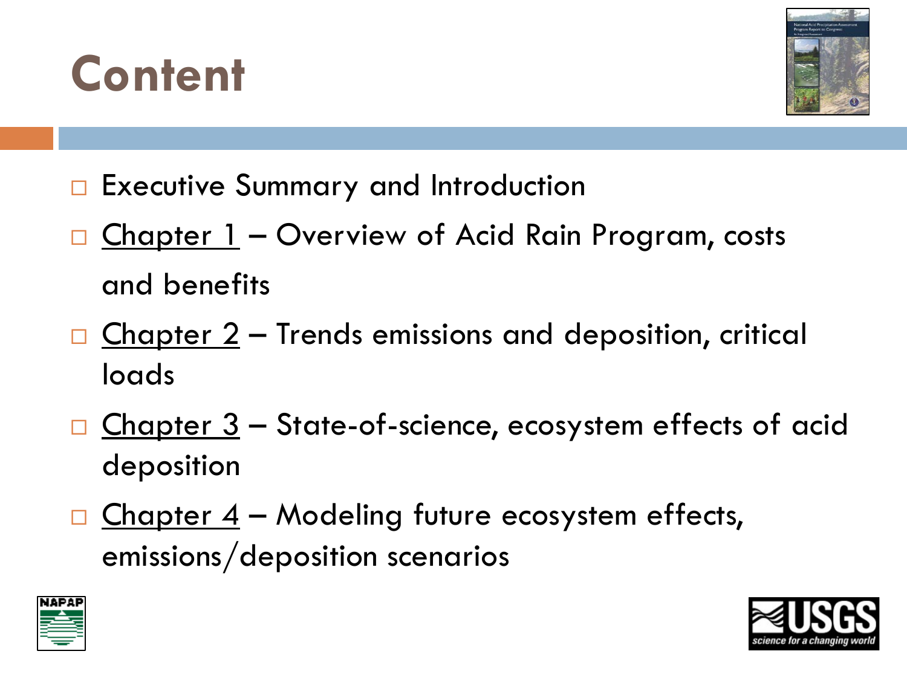# Content

- Executive Summary and Introduction
- Chapter 1 – Overview of Acid Rain Program, costs and benefits
- Chapter 2 – Trends emissions and deposition, critical loads
- Chapter 3 – State-of-science, ecosystem effects of acid deposition
- Chapter 4 – Modeling future ecosystem effects, emissions/deposition scenarios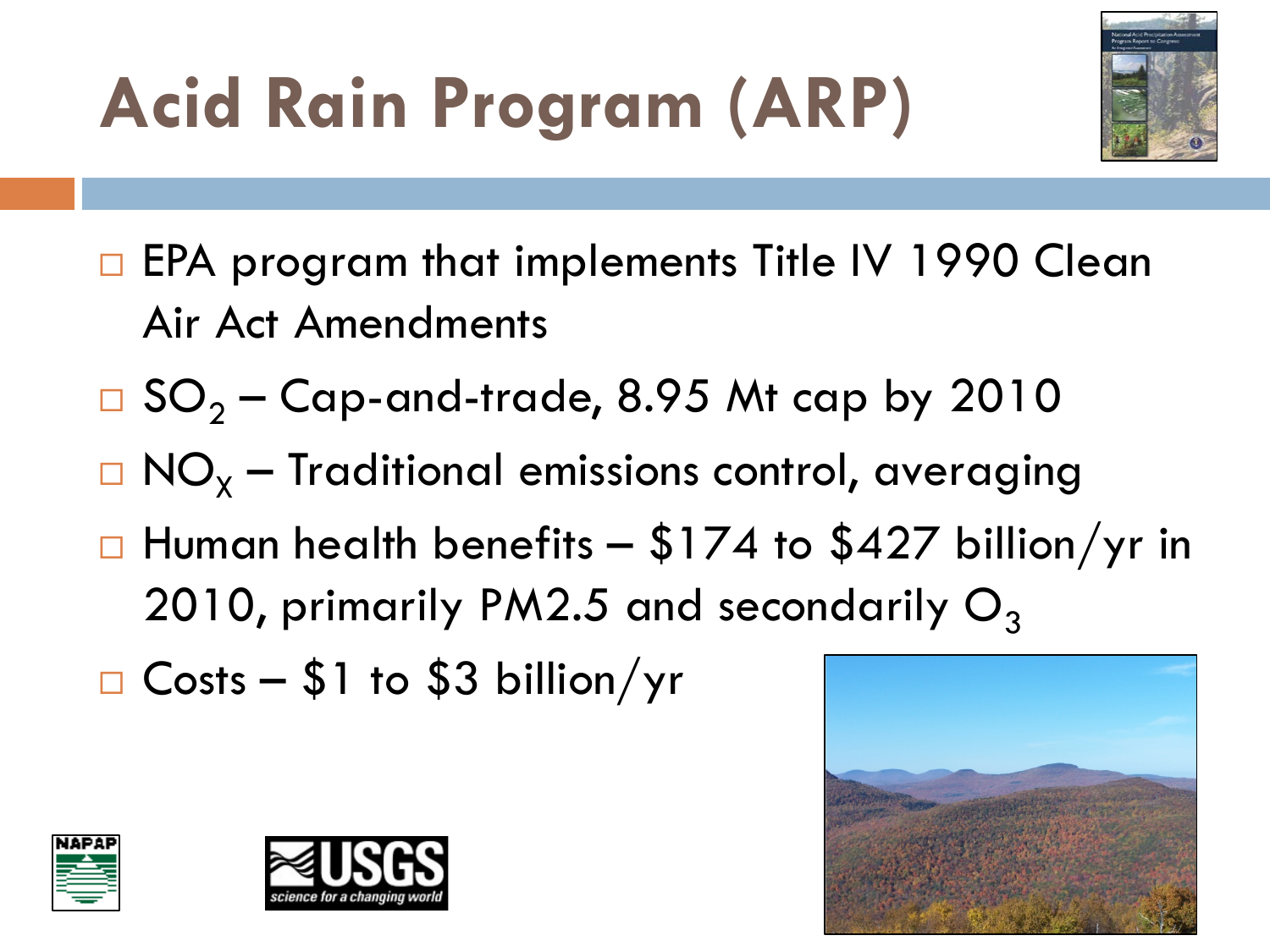# Acid Rain Program (ARP)

- EPA program that implements Title IV 1990 Clean Air Act Amendments
- $SO_2$ – Cap-and-trade, 8.95 Mt cap by 2010
- $NO_X$ – Traditional emissions control, averaging
- Human health benefits – $174 to $427 billion/yr in 2010, primarily PM2.5 and secondarily $O_3$
- Costs – $1 to $3 billion/yr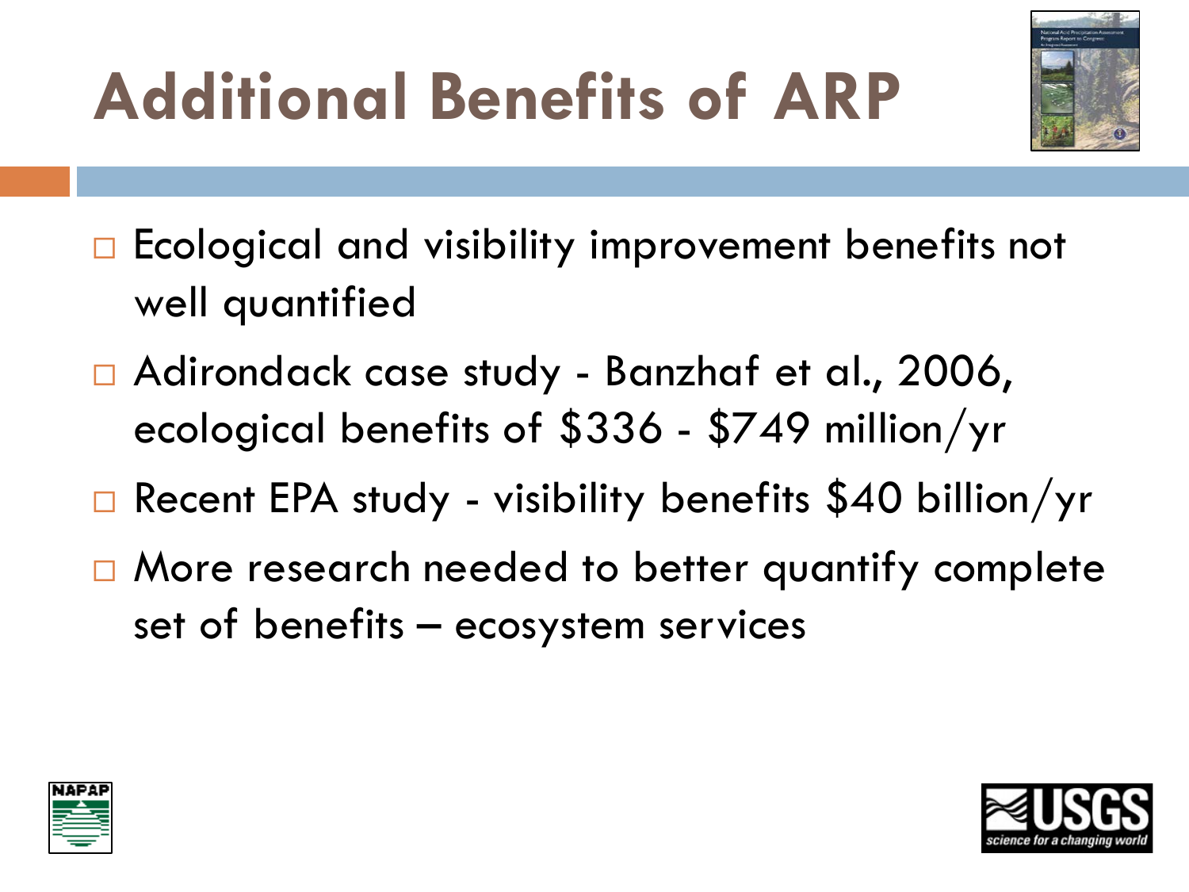# Additional Benefits of ARP

- Ecological and visibility improvement benefits not well quantified
- Adirondack case study - Banzhaf et al., 2006, ecological benefits of $336 - $749 million/yr
- Recent EPA study - visibility benefits $40 billion/yr
- More research needed to better quantify complete set of benefits – ecosystem services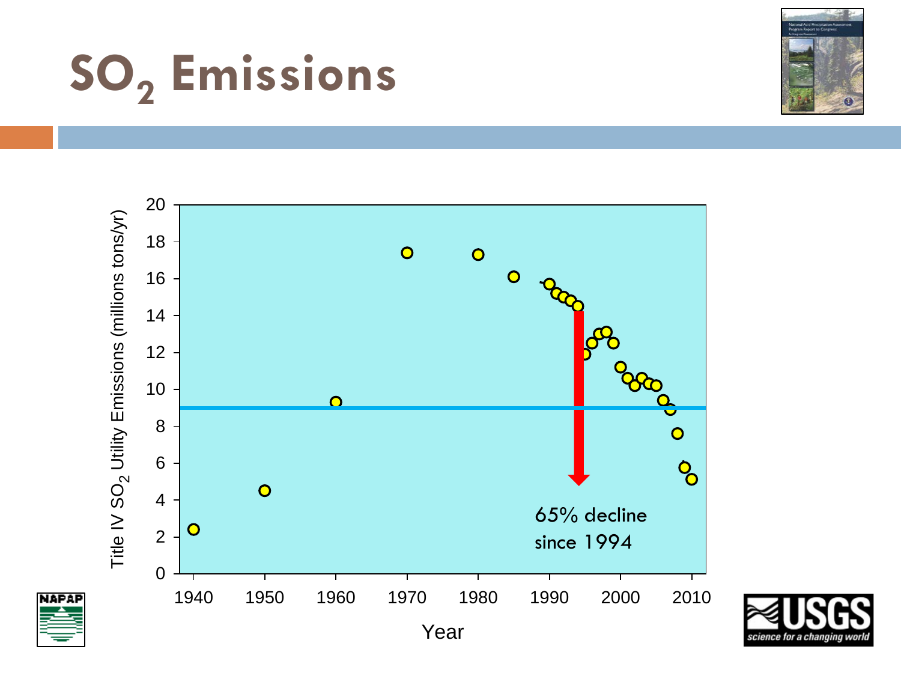# $SO_2$ Emissions

Title IV $SO_2$ Utility Emissions (millions tons/yr)

Year

65% decline since 1994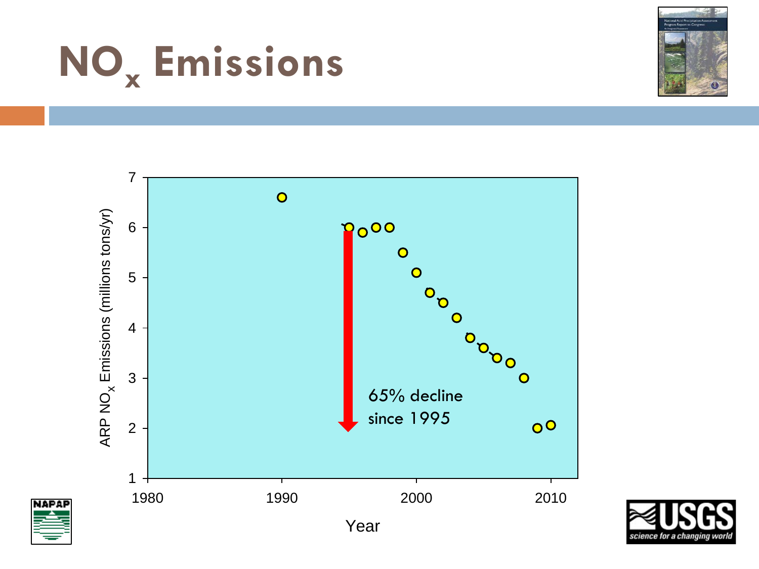# $NO_x$ Emissions

ARP $NO_x$ Emissions (millions tons/yr)

65% decline since 1995

Year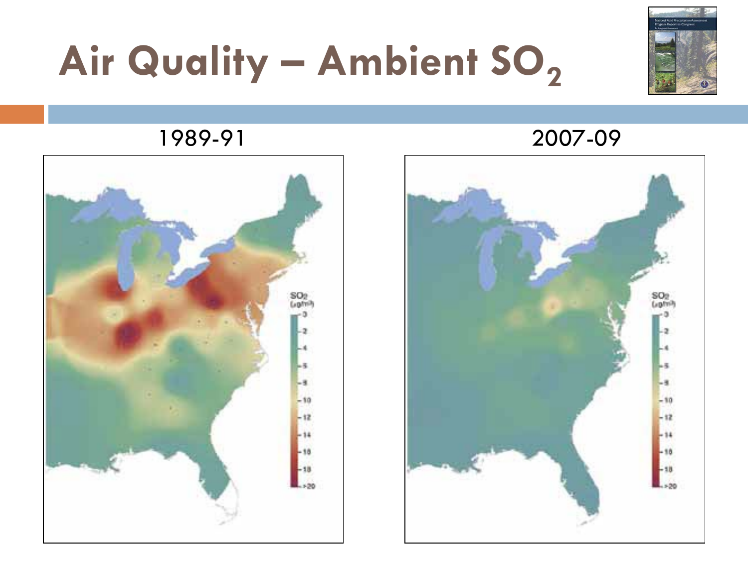# Air Quality – Ambient $SO_2$

1989-91

2007-09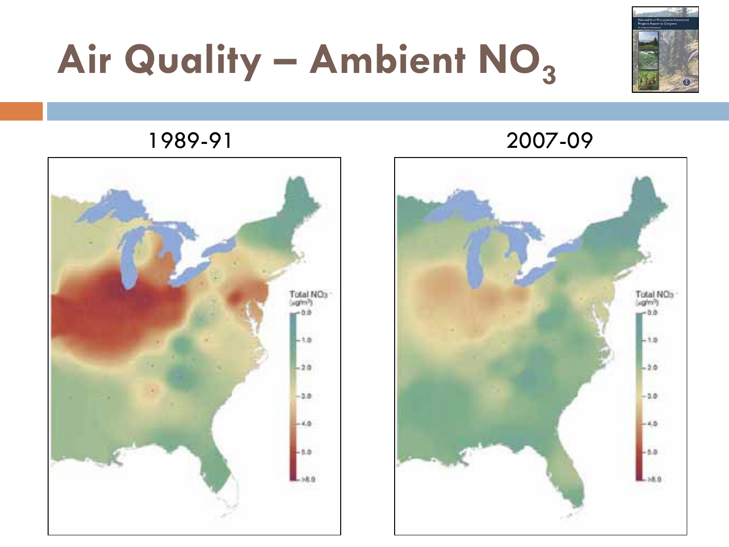# Air Quality – Ambient $NO_3$

1989-91

2007-09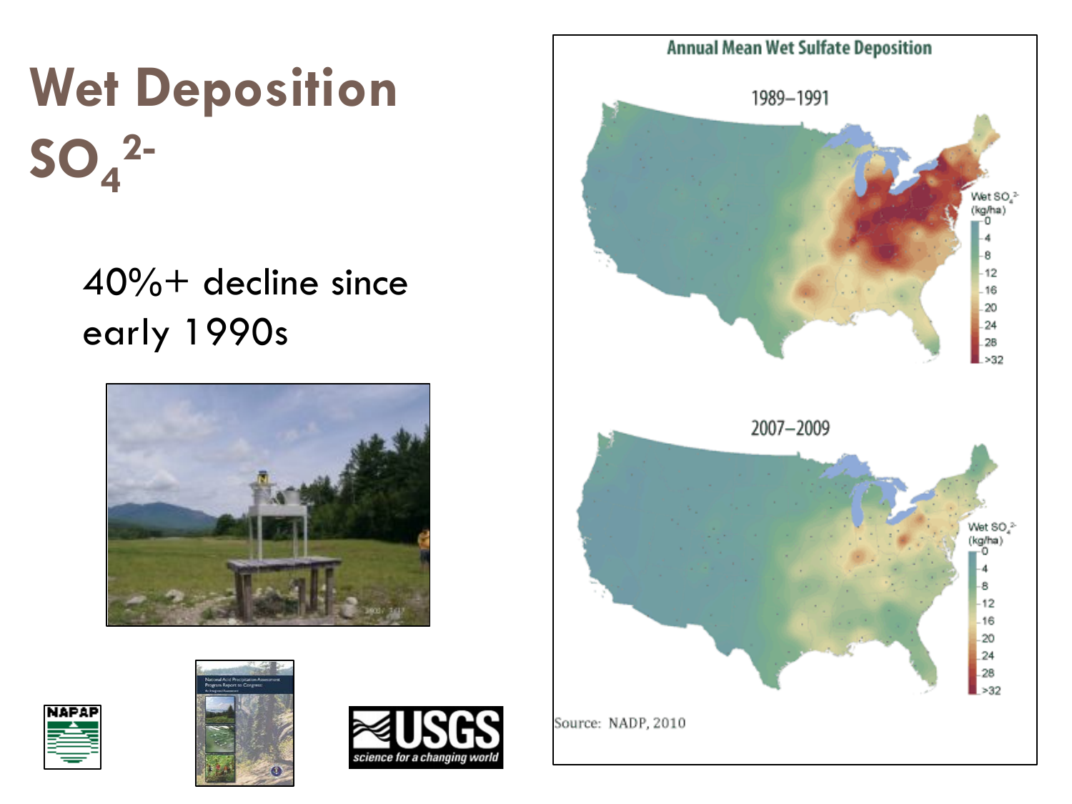# Wet Deposition $SO_4^{2-}$

40%+ decline since early 1990s

Annual Mean Wet Sulfate Deposition

1989–1991

2007–2009

Source: NADP, 2010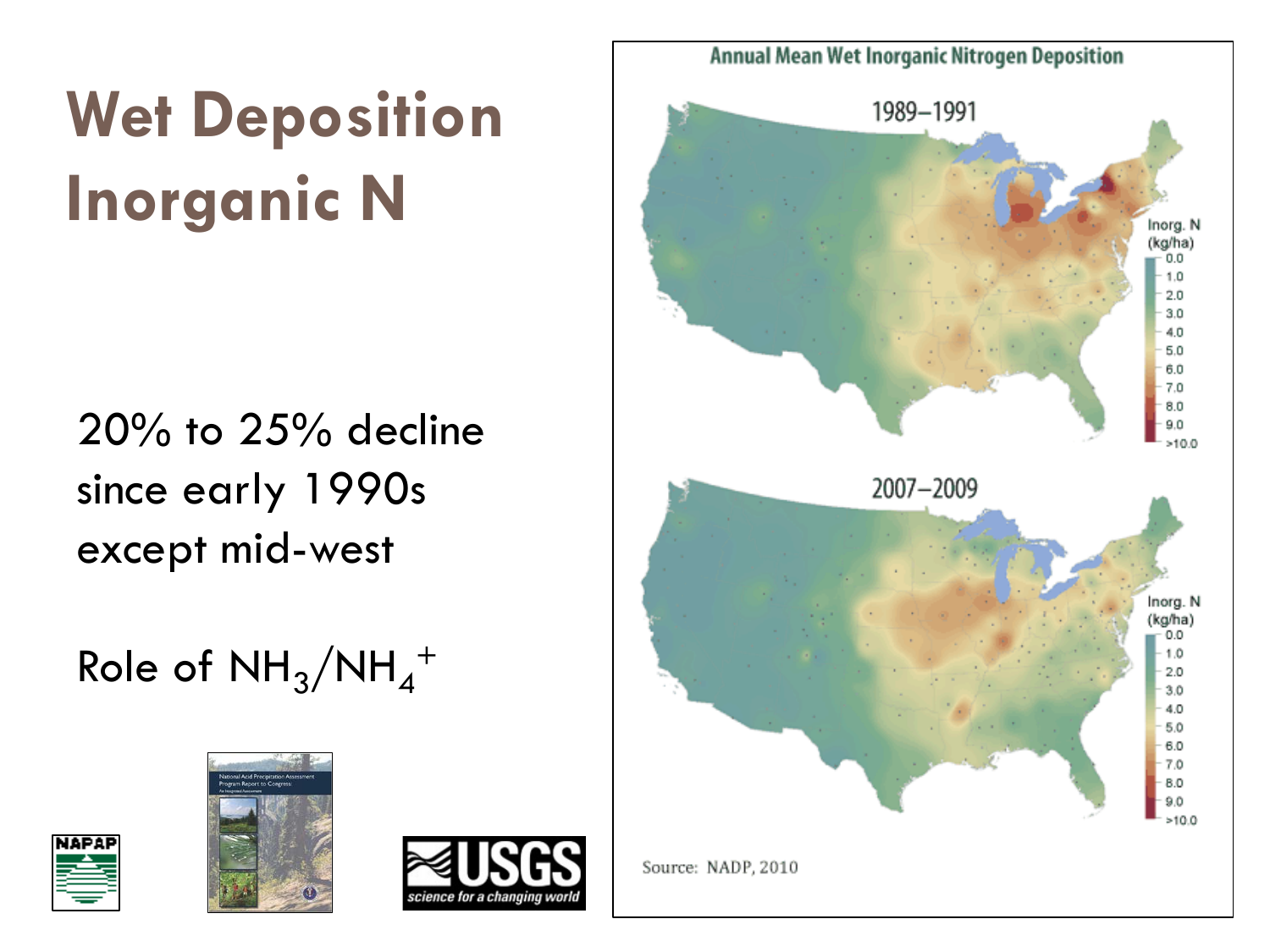# Wet Deposition Inorganic N

20% to 25% decline since early 1990s except mid-west

Role of $NH_3/NH_4^+$

Annual Mean Wet Inorganic Nitrogen Deposition

1989–1991

2007–2009

Inorg. N (kg/ha)

Source: NADP, 2010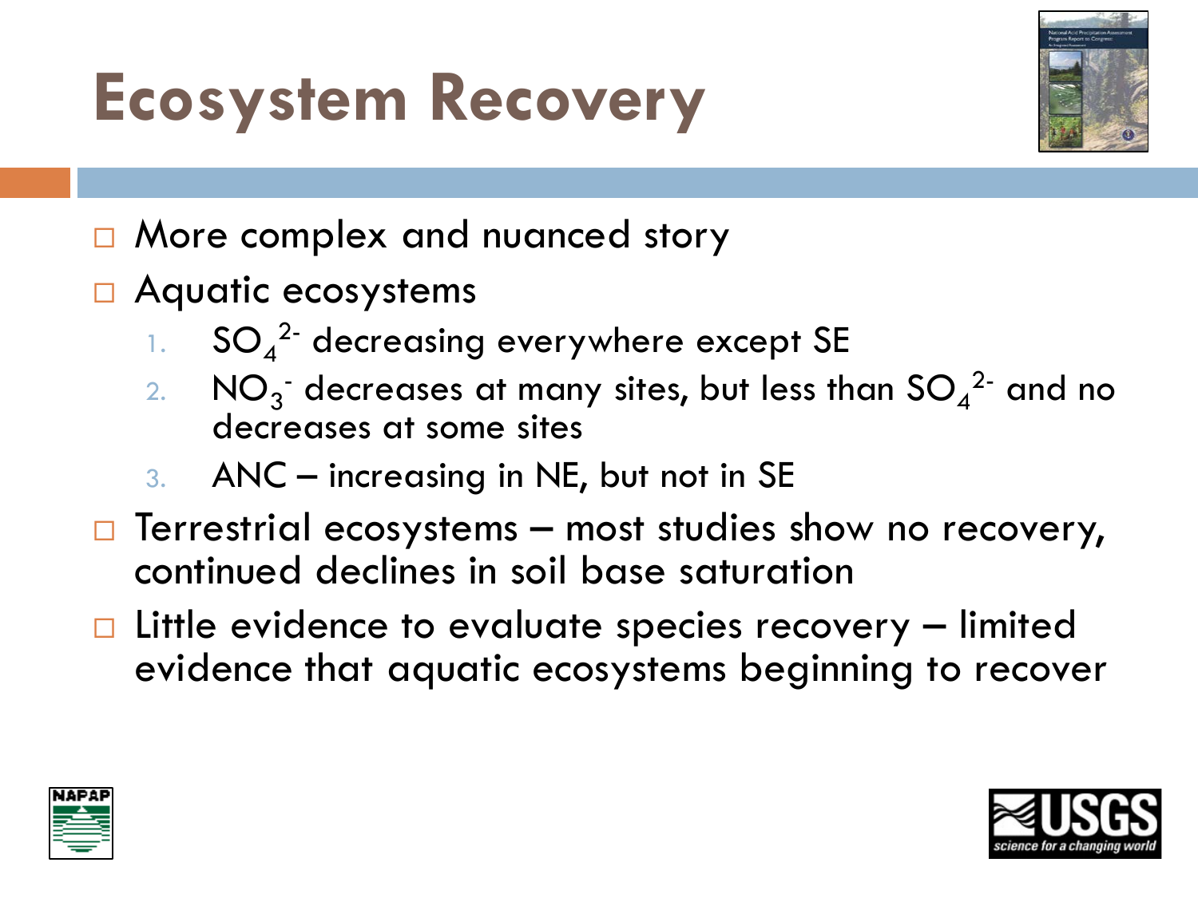# Ecosystem Recovery

- More complex and nuanced story
- Aquatic ecosystems
  1. $SO_4^{2-}$ decreasing everywhere except SE
  2. $NO_3^-$ decreases at many sites, but less than $SO_4^{2-}$ and no decreases at some sites
  3. ANC – increasing in NE, but not in SE
- Terrestrial ecosystems – most studies show no recovery, continued declines in soil base saturation
- Little evidence to evaluate species recovery – limited evidence that aquatic ecosystems beginning to recover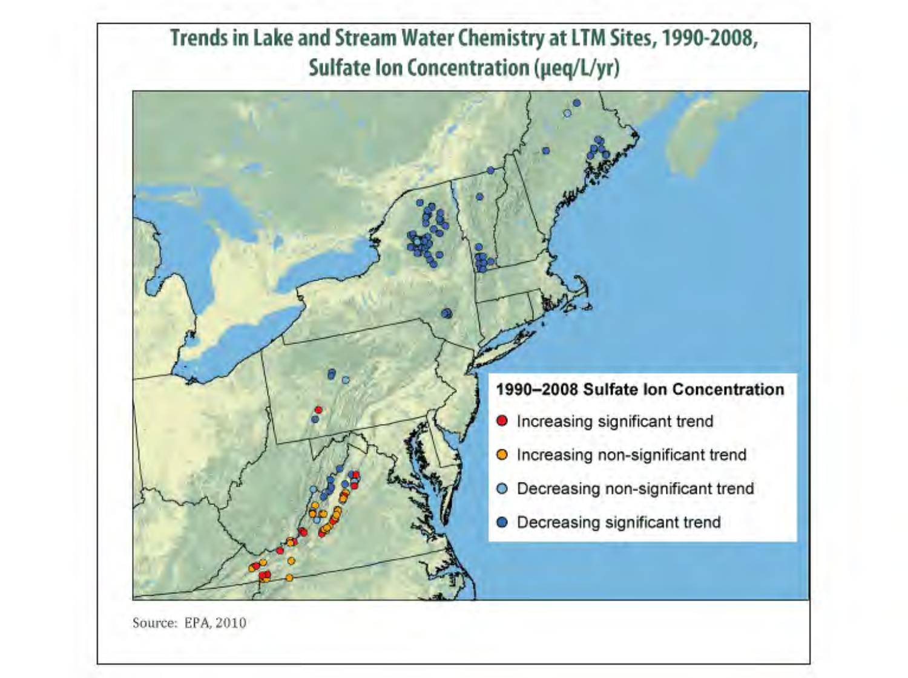## Trends in Lake and Stream Water Chemistry at LTM Sites, 1990-2008, Sulfate Ion Concentration (μeq/L/yr)

**1990–2008 Sulfate Ion Concentration**

- Increasing significant trend
- Increasing non-significant trend
- Decreasing non-significant trend
- Decreasing significant trend

Source: EPA, 2010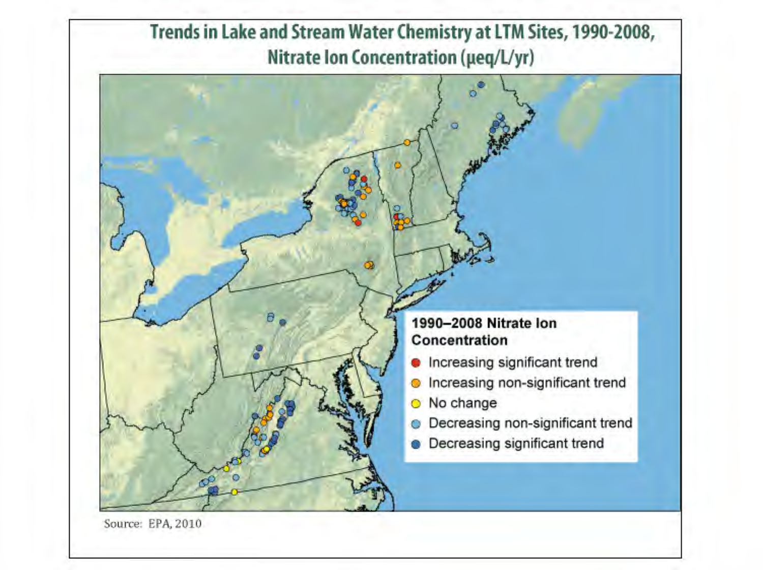## Trends in Lake and Stream Water Chemistry at LTM Sites, 1990-2008, Nitrate Ion Concentration (μeq/L/yr)

**1990–2008 Nitrate Ion Concentration**

- Increasing significant trend
- Increasing non-significant trend
- No change
- Decreasing non-significant trend
- Decreasing significant trend

Source: EPA, 2010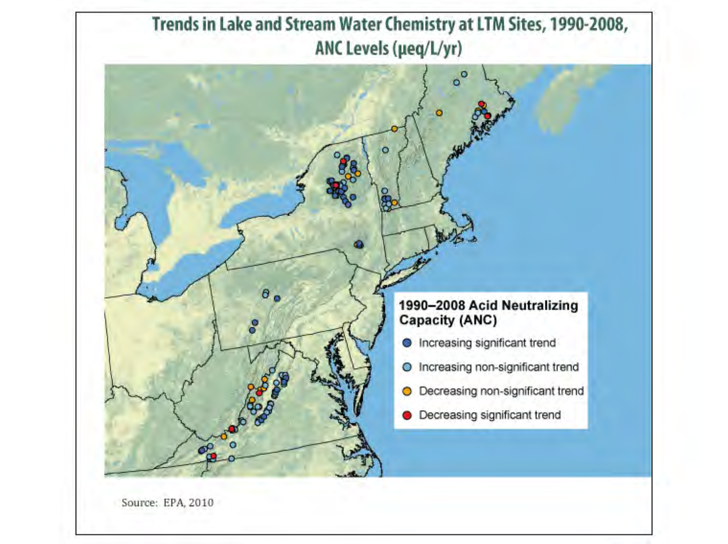## Trends in Lake and Stream Water Chemistry at LTM Sites, 1990-2008, ANC Levels (μeq/L/yr)

**1990–2008 Acid Neutralizing Capacity (ANC)**

- Increasing significant trend
- Increasing non-significant trend
- Decreasing non-significant trend
- Decreasing significant trend

Source: EPA, 2010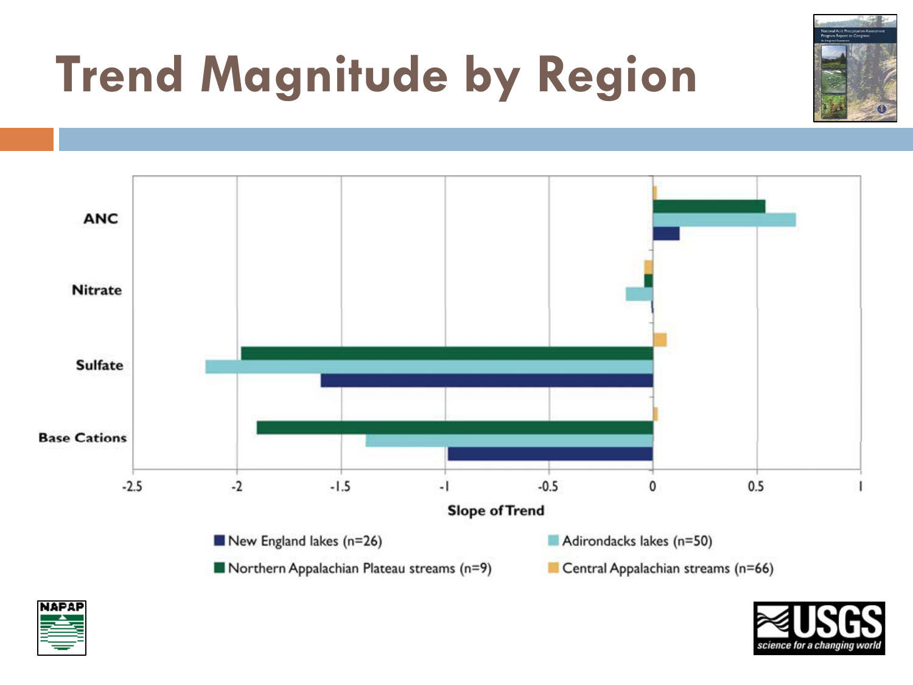# Trend Magnitude by Region

| | New England lakes (n=26) | Adirondacks lakes (n=50) | Northern Appalachian Plateau streams (n=9) | Central Appalachian streams (n=66) |
|---|---|---|---|---|
| ANC | ~0.13 | ~0.69 | ~0.54 | ~0.02 |
| Nitrate | ~-0.01 | ~-0.13 | ~-0.04 | ~-0.04 |
| Sulfate | ~-1.6 | ~-2.15 | ~-1.98 | ~0.07 |
| Base Cations | ~-0.99 | ~-1.38 | ~-1.91 | ~0.02 |

Slope of Trend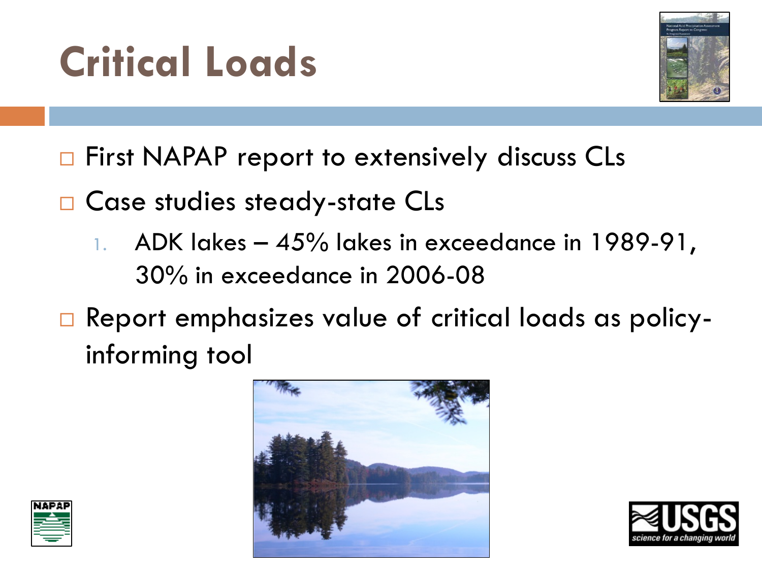# Critical Loads

- First NAPAP report to extensively discuss CLs
- Case studies steady-state CLs
  1. ADK lakes – 45% lakes in exceedance in 1989-91, 30% in exceedance in 2006-08
- Report emphasizes value of critical loads as policy-informing tool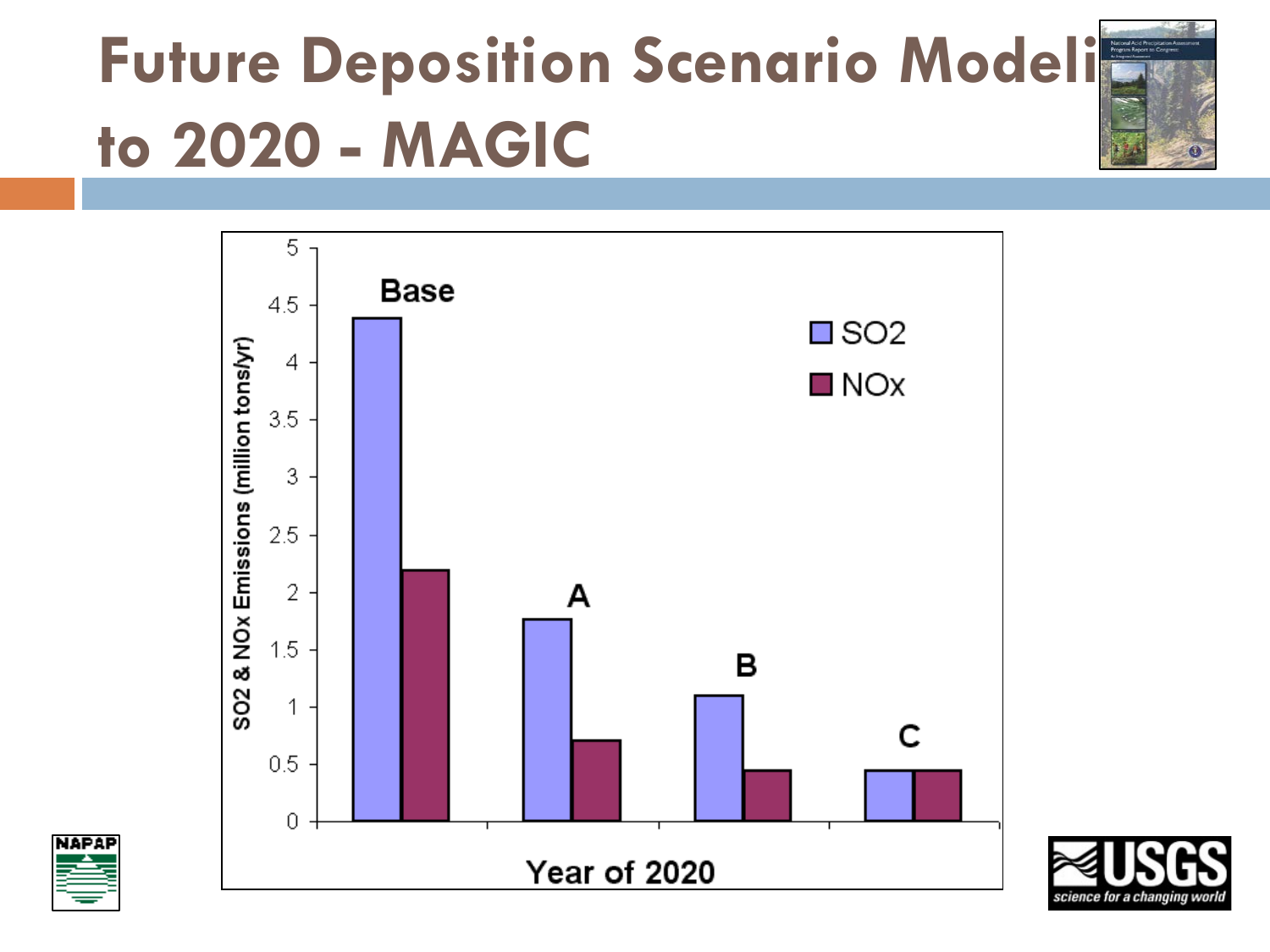# Future Deposition Scenario Modeli to 2020 - MAGIC

SO2 & NOx Emissions (million tons/yr)

Year of 2020

- Base
- A
- B
- C

Legend: SO2, NOx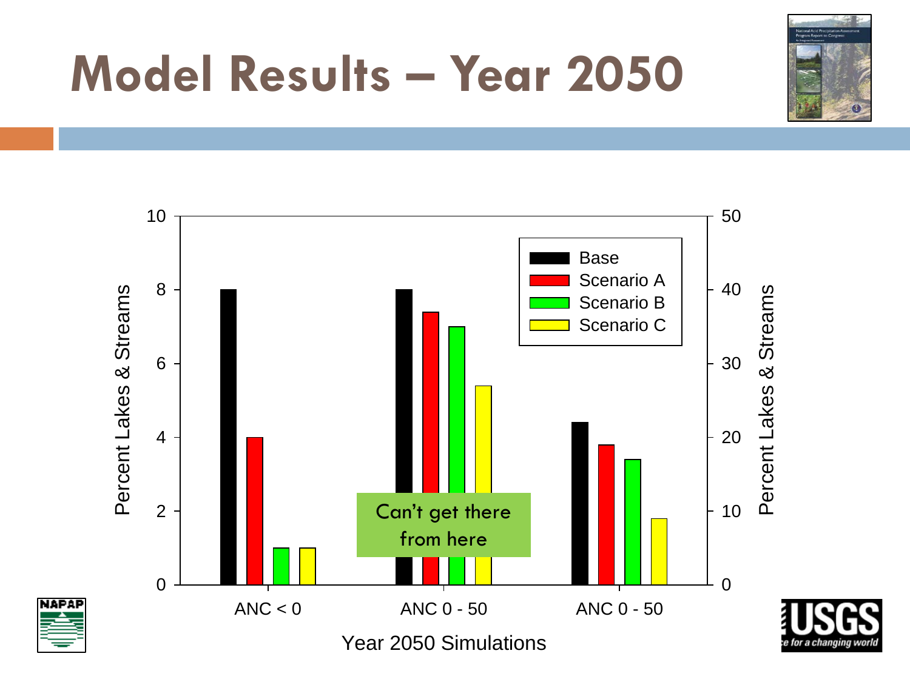# Model Results – Year 2050

Percent Lakes & Streams

Base
Scenario A
Scenario B
Scenario C

Can't get there from here

ANC < 0 | ANC 0 - 50 | ANC 0 - 50

Year 2050 Simulations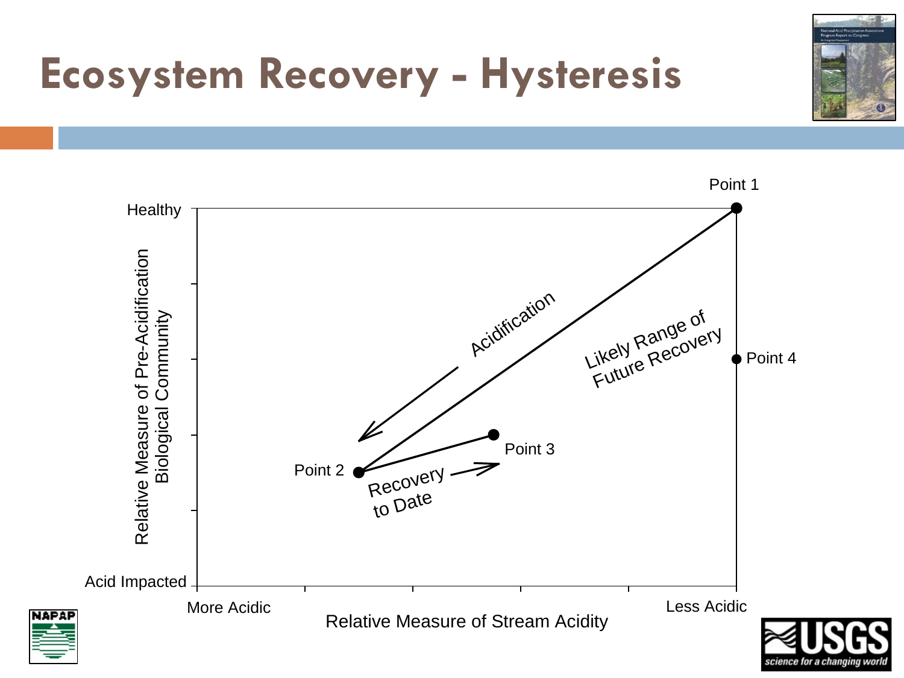# Ecosystem Recovery - Hysteresis

Healthy

Relative Measure of Pre-Acidification Biological Community

Acid Impacted

Point 1

Acidification

Likely Range of Future Recovery

Point 4

Point 3

Point 2

Recovery to Date

More Acidic

Less Acidic

Relative Measure of Stream Acidity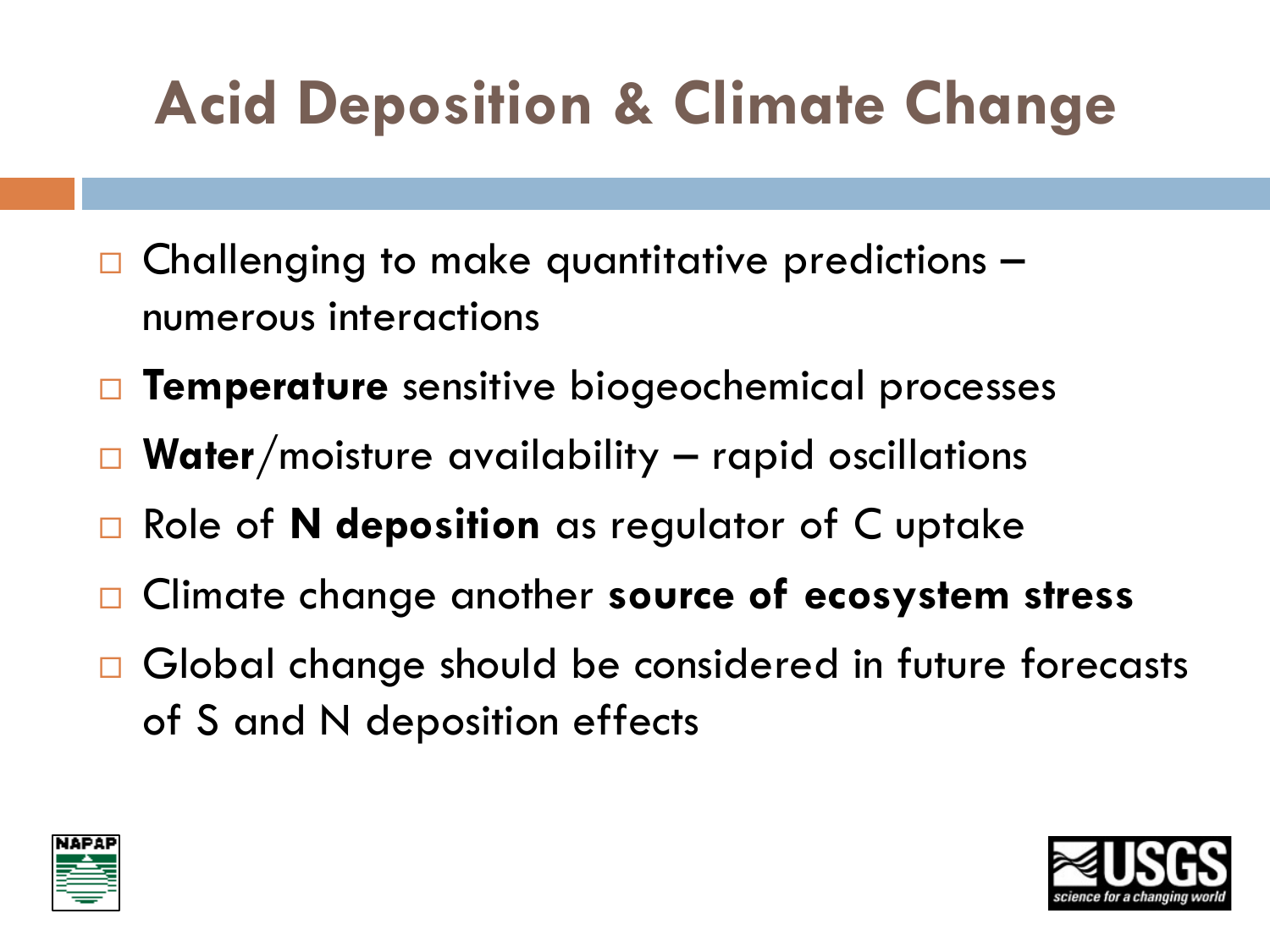# Acid Deposition & Climate Change

- Challenging to make quantitative predictions – numerous interactions
- **Temperature** sensitive biogeochemical processes
- **Water**/moisture availability – rapid oscillations
- Role of **N deposition** as regulator of C uptake
- Climate change another **source of ecosystem stress**
- Global change should be considered in future forecasts of S and N deposition effects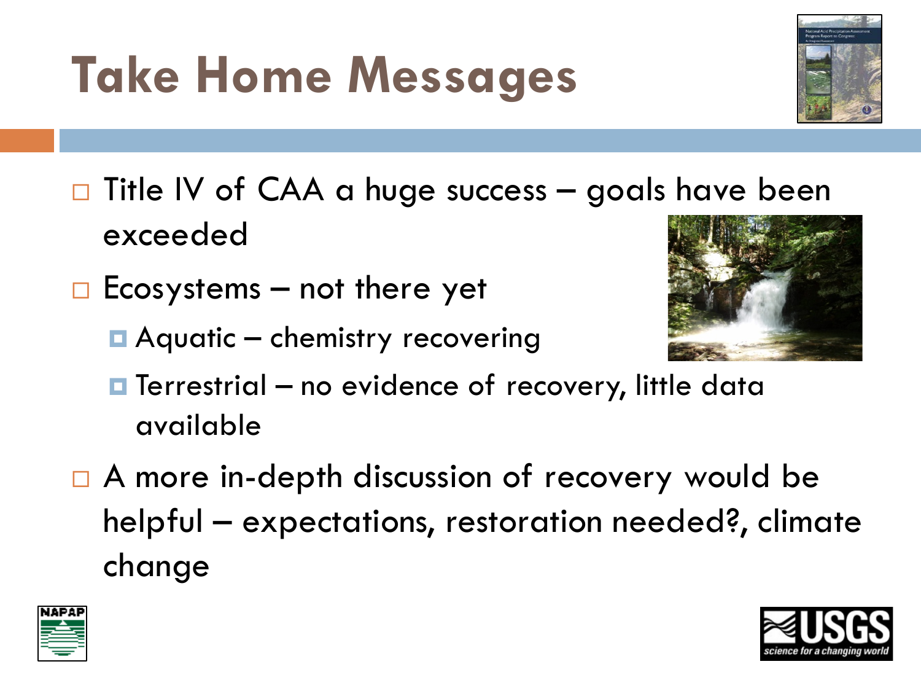# Take Home Messages

- Title IV of CAA a huge success – goals have been exceeded
- Ecosystems – not there yet
  - Aquatic – chemistry recovering
  - Terrestrial – no evidence of recovery, little data available
- A more in-depth discussion of recovery would be helpful – expectations, restoration needed?, climate change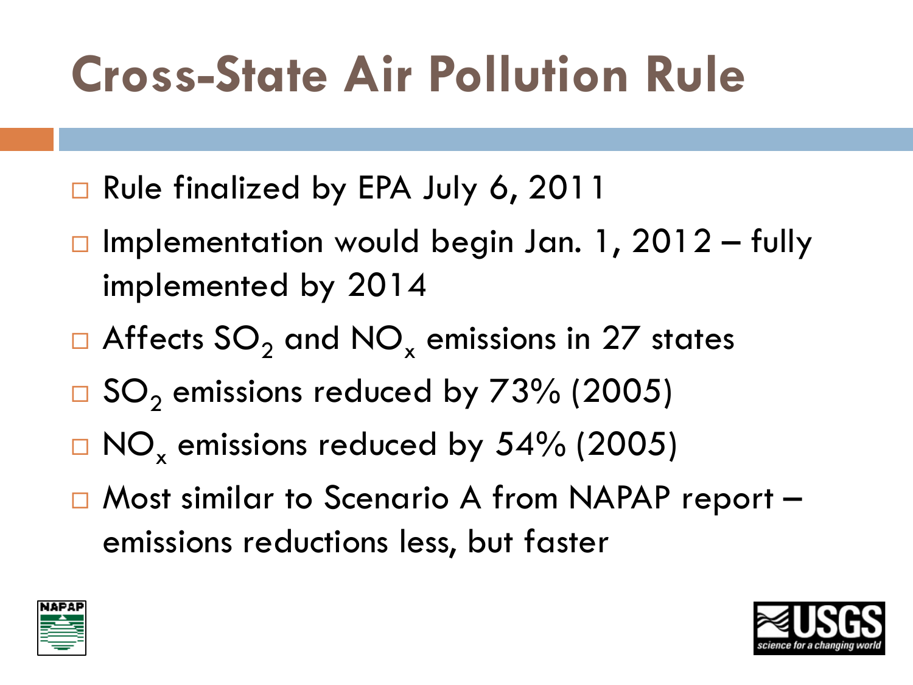# Cross-State Air Pollution Rule

- Rule finalized by EPA July 6, 2011
- Implementation would begin Jan. 1, 2012 – fully implemented by 2014
- Affects $SO_2$ and $NO_x$ emissions in 27 states
- $SO_2$ emissions reduced by 73% (2005)
- $NO_x$ emissions reduced by 54% (2005)
- Most similar to Scenario A from NAPAP report – emissions reductions less, but faster